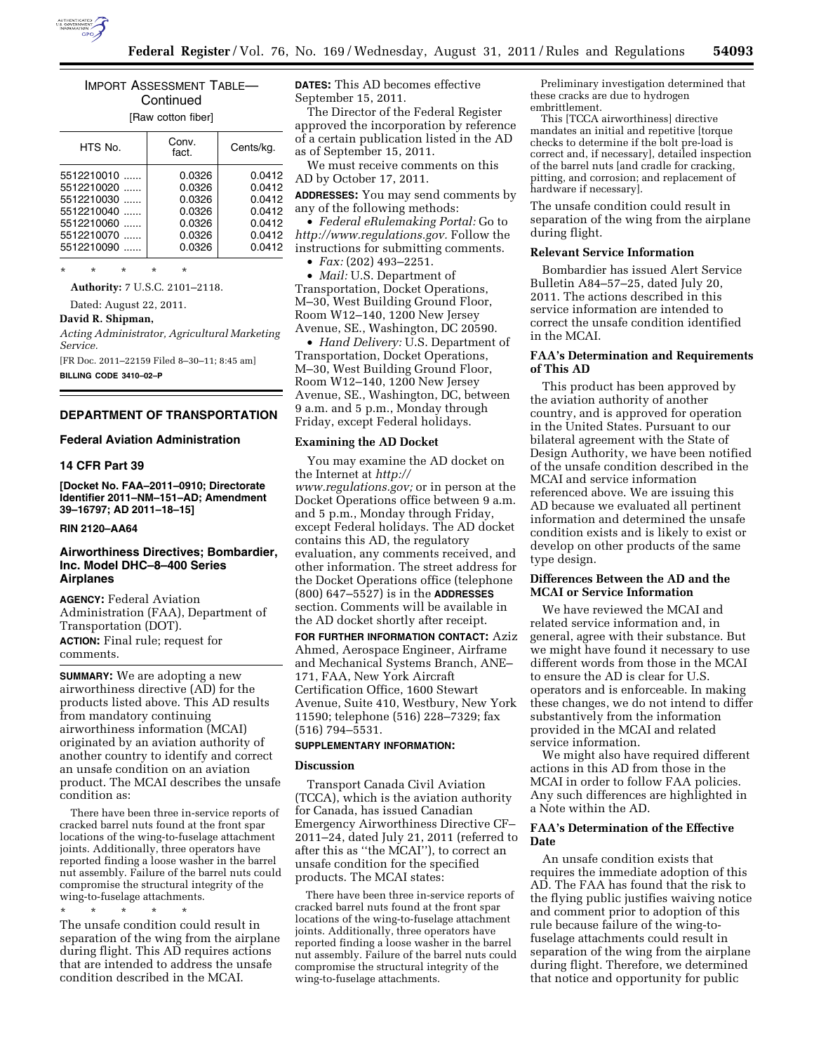IMPORT ASSESSMENT TABLE—Continued

[Raw cotton fiber]

| HTS No. | Conv. fact. | Cents/kg. |
|---|---|---|
| 5512210010 ...... | 0.0326 | 0.0412 |
| 5512210020 ...... | 0.0326 | 0.0412 |
| 5512210030 ...... | 0.0326 | 0.0412 |
| 5512210040 ...... | 0.0326 | 0.0412 |
| 5512210060 ...... | 0.0326 | 0.0412 |
| 5512210070 ...... | 0.0326 | 0.0412 |
| 5512210090 ...... | 0.0326 | 0.0412 |

\* \* \* \* \*

**Authority:** 7 U.S.C. 2101–2118.

Dated: August 22, 2011.

**David R. Shipman,**

*Acting Administrator, Agricultural Marketing Service.*

[FR Doc. 2011–22159 Filed 8–30–11; 8:45 am]

**BILLING CODE 3410–02–P**

## DEPARTMENT OF TRANSPORTATION

### Federal Aviation Administration

### 14 CFR Part 39

**[Docket No. FAA–2011–0910; Directorate Identifier 2011–NM–151–AD; Amendment 39–16797; AD 2011–18–15]**

**RIN 2120–AA64**

## Airworthiness Directives; Bombardier, Inc. Model DHC–8–400 Series Airplanes

**AGENCY:** Federal Aviation Administration (FAA), Department of Transportation (DOT).

**ACTION:** Final rule; request for comments.

**SUMMARY:** We are adopting a new airworthiness directive (AD) for the products listed above. This AD results from mandatory continuing airworthiness information (MCAI) originated by an aviation authority of another country to identify and correct an unsafe condition on an aviation product. The MCAI describes the unsafe condition as:

> There have been three in-service reports of cracked barrel nuts found at the front spar locations of the wing-to-fuselage attachment joints. Additionally, three operators have reported finding a loose washer in the barrel nut assembly. Failure of the barrel nuts could compromise the structural integrity of the wing-to-fuselage attachments.
>
> \* \* \* \* \*

The unsafe condition could result in separation of the wing from the airplane during flight. This AD requires actions that are intended to address the unsafe condition described in the MCAI.

**DATES:** This AD becomes effective September 15, 2011.

The Director of the Federal Register approved the incorporation by reference of a certain publication listed in the AD as of September 15, 2011.

We must receive comments on this AD by October 17, 2011.

**ADDRESSES:** You may send comments by any of the following methods:

- *Federal eRulemaking Portal:* Go to *http://www.regulations.gov.* Follow the instructions for submitting comments.
- *Fax:* (202) 493–2251.
- *Mail:* U.S. Department of Transportation, Docket Operations, M–30, West Building Ground Floor, Room W12–140, 1200 New Jersey Avenue, SE., Washington, DC 20590.
- *Hand Delivery:* U.S. Department of Transportation, Docket Operations, M–30, West Building Ground Floor, Room W12–140, 1200 New Jersey Avenue, SE., Washington, DC, between 9 a.m. and 5 p.m., Monday through Friday, except Federal holidays.

### Examining the AD Docket

You may examine the AD docket on the Internet at *http://www.regulations.gov;* or in person at the Docket Operations office between 9 a.m. and 5 p.m., Monday through Friday, except Federal holidays. The AD docket contains this AD, the regulatory evaluation, any comments received, and other information. The street address for the Docket Operations office (telephone (800) 647–5527) is in the **ADDRESSES** section. Comments will be available in the AD docket shortly after receipt.

**FOR FURTHER INFORMATION CONTACT:** Aziz Ahmed, Aerospace Engineer, Airframe and Mechanical Systems Branch, ANE–171, FAA, New York Aircraft Certification Office, 1600 Stewart Avenue, Suite 410, Westbury, New York 11590; telephone (516) 228–7329; fax (516) 794–5531.

**SUPPLEMENTARY INFORMATION:**

### Discussion

Transport Canada Civil Aviation (TCCA), which is the aviation authority for Canada, has issued Canadian Emergency Airworthiness Directive CF–2011–24, dated July 21, 2011 (referred to after this as ''the MCAI''), to correct an unsafe condition for the specified products. The MCAI states:

> There have been three in-service reports of cracked barrel nuts found at the front spar locations of the wing-to-fuselage attachment joints. Additionally, three operators have reported finding a loose washer in the barrel nut assembly. Failure of the barrel nuts could compromise the structural integrity of the wing-to-fuselage attachments.
>
> Preliminary investigation determined that these cracks are due to hydrogen embrittlement.
>
> This [TCCA airworthiness] directive mandates an initial and repetitive [torque checks to determine if the bolt pre-load is correct and, if necessary], detailed inspection of the barrel nuts [and cradle for cracking, pitting, and corrosion; and replacement of hardware if necessary].

The unsafe condition could result in separation of the wing from the airplane during flight.

### Relevant Service Information

Bombardier has issued Alert Service Bulletin A84–57–25, dated July 20, 2011. The actions described in this service information are intended to correct the unsafe condition identified in the MCAI.

### FAA's Determination and Requirements of This AD

This product has been approved by the aviation authority of another country, and is approved for operation in the United States. Pursuant to our bilateral agreement with the State of Design Authority, we have been notified of the unsafe condition described in the MCAI and service information referenced above. We are issuing this AD because we evaluated all pertinent information and determined the unsafe condition exists and is likely to exist or develop on other products of the same type design.

### Differences Between the AD and the MCAI or Service Information

We have reviewed the MCAI and related service information and, in general, agree with their substance. But we might have found it necessary to use different words from those in the MCAI to ensure the AD is clear for U.S. operators and is enforceable. In making these changes, we do not intend to differ substantively from the information provided in the MCAI and related service information.

We might also have required different actions in this AD from those in the MCAI in order to follow FAA policies. Any such differences are highlighted in a Note within the AD.

### FAA's Determination of the Effective Date

An unsafe condition exists that requires the immediate adoption of this AD. The FAA has found that the risk to the flying public justifies waiving notice and comment prior to adoption of this rule because failure of the wing-to-fuselage attachments could result in separation of the wing from the airplane during flight. Therefore, we determined that notice and opportunity for public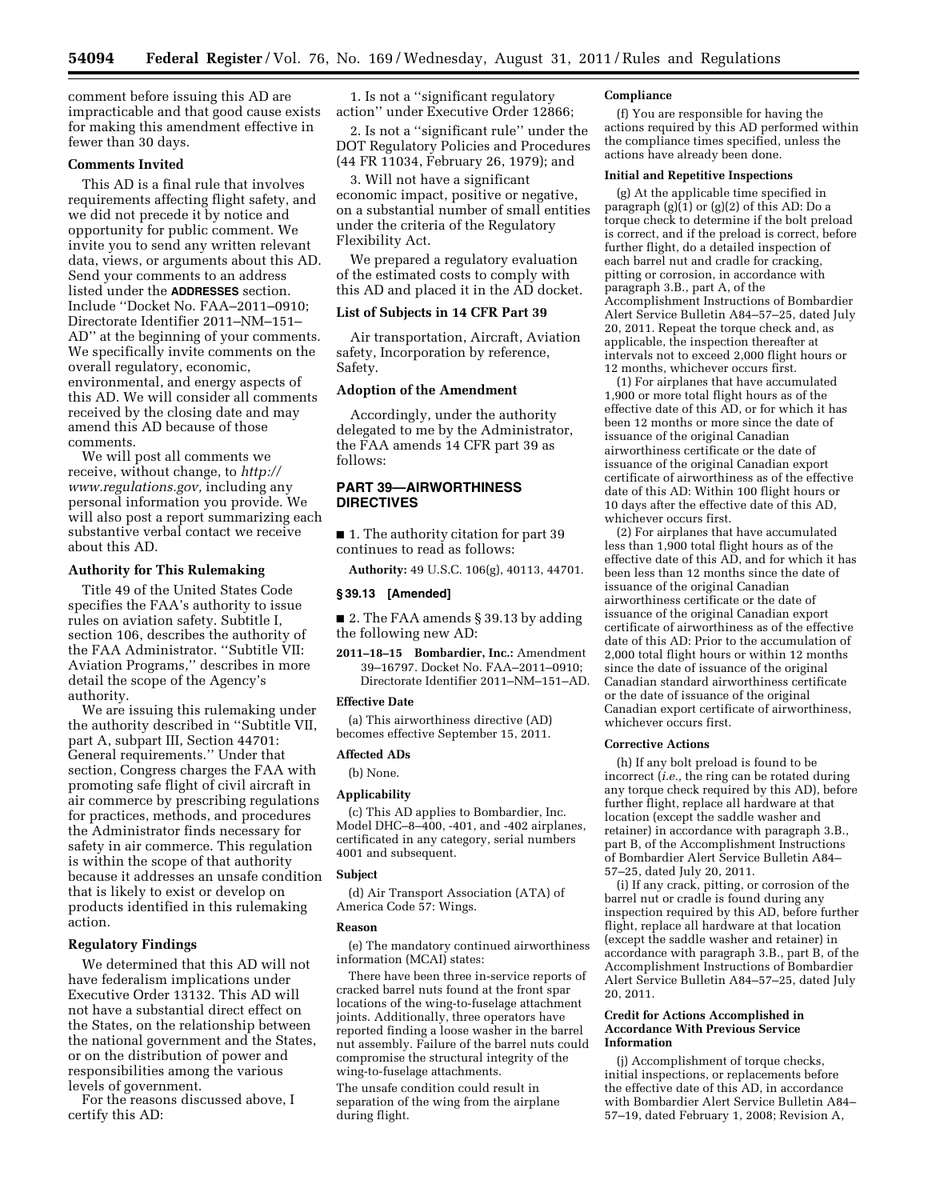comment before issuing this AD are impracticable and that good cause exists for making this amendment effective in fewer than 30 days.

### Comments Invited

This AD is a final rule that involves requirements affecting flight safety, and we did not precede it by notice and opportunity for public comment. We invite you to send any written relevant data, views, or arguments about this AD. Send your comments to an address listed under the **ADDRESSES** section. Include ''Docket No. FAA–2011–0910; Directorate Identifier 2011–NM–151–AD'' at the beginning of your comments. We specifically invite comments on the overall regulatory, economic, environmental, and energy aspects of this AD. We will consider all comments received by the closing date and may amend this AD because of those comments.

We will post all comments we receive, without change, to *http://www.regulations.gov,* including any personal information you provide. We will also post a report summarizing each substantive verbal contact we receive about this AD.

### Authority for This Rulemaking

Title 49 of the United States Code specifies the FAA's authority to issue rules on aviation safety. Subtitle I, section 106, describes the authority of the FAA Administrator. ''Subtitle VII: Aviation Programs,'' describes in more detail the scope of the Agency's authority.

We are issuing this rulemaking under the authority described in ''Subtitle VII, part A, subpart III, Section 44701: General requirements.'' Under that section, Congress charges the FAA with promoting safe flight of civil aircraft in air commerce by prescribing regulations for practices, methods, and procedures the Administrator finds necessary for safety in air commerce. This regulation is within the scope of that authority because it addresses an unsafe condition that is likely to exist or develop on products identified in this rulemaking action.

### Regulatory Findings

We determined that this AD will not have federalism implications under Executive Order 13132. This AD will not have a substantial direct effect on the States, on the relationship between the national government and the States, or on the distribution of power and responsibilities among the various levels of government.

For the reasons discussed above, I certify this AD:

1. Is not a ''significant regulatory action'' under Executive Order 12866;

2. Is not a ''significant rule'' under the DOT Regulatory Policies and Procedures (44 FR 11034, February 26, 1979); and

3. Will not have a significant economic impact, positive or negative, on a substantial number of small entities under the criteria of the Regulatory Flexibility Act.

We prepared a regulatory evaluation of the estimated costs to comply with this AD and placed it in the AD docket.

### List of Subjects in 14 CFR Part 39

Air transportation, Aircraft, Aviation safety, Incorporation by reference, Safety.

### Adoption of the Amendment

Accordingly, under the authority delegated to me by the Administrator, the FAA amends 14 CFR part 39 as follows:

## PART 39—AIRWORTHINESS DIRECTIVES

■ 1. The authority citation for part 39 continues to read as follows:

**Authority:** 49 U.S.C. 106(g), 40113, 44701.

### § 39.13 [Amended]

■ 2. The FAA amends § 39.13 by adding the following new AD:

**2011–18–15 Bombardier, Inc.:** Amendment 39–16797. Docket No. FAA–2011–0910; Directorate Identifier 2011–NM–151–AD.

### Effective Date

(a) This airworthiness directive (AD) becomes effective September 15, 2011.

### Affected ADs

(b) None.

### Applicability

(c) This AD applies to Bombardier, Inc. Model DHC–8–400, -401, and -402 airplanes, certificated in any category, serial numbers 4001 and subsequent.

### Subject

(d) Air Transport Association (ATA) of America Code 57: Wings.

### Reason

(e) The mandatory continued airworthiness information (MCAI) states:

There have been three in-service reports of cracked barrel nuts found at the front spar locations of the wing-to-fuselage attachment joints. Additionally, three operators have reported finding a loose washer in the barrel nut assembly. Failure of the barrel nuts could compromise the structural integrity of the wing-to-fuselage attachments.

The unsafe condition could result in separation of the wing from the airplane during flight.

### Compliance

(f) You are responsible for having the actions required by this AD performed within the compliance times specified, unless the actions have already been done.

### Initial and Repetitive Inspections

(g) At the applicable time specified in paragraph (g)(1) or (g)(2) of this AD: Do a torque check to determine if the bolt preload is correct, and if the preload is correct, before further flight, do a detailed inspection of each barrel nut and cradle for cracking, pitting or corrosion, in accordance with paragraph 3.B., part A, of the Accomplishment Instructions of Bombardier Alert Service Bulletin A84–57–25, dated July 20, 2011. Repeat the torque check and, as applicable, the inspection thereafter at intervals not to exceed 2,000 flight hours or 12 months, whichever occurs first.

(1) For airplanes that have accumulated 1,900 or more total flight hours as of the effective date of this AD, or for which it has been 12 months or more since the date of issuance of the original Canadian airworthiness certificate or the date of issuance of the original Canadian export certificate of airworthiness as of the effective date of this AD: Within 100 flight hours or 10 days after the effective date of this AD, whichever occurs first.

(2) For airplanes that have accumulated less than 1,900 total flight hours as of the effective date of this AD, and for which it has been less than 12 months since the date of issuance of the original Canadian airworthiness certificate or the date of issuance of the original Canadian export certificate of airworthiness as of the effective date of this AD: Prior to the accumulation of 2,000 total flight hours or within 12 months since the date of issuance of the original Canadian standard airworthiness certificate or the date of issuance of the original Canadian export certificate of airworthiness, whichever occurs first.

### Corrective Actions

(h) If any bolt preload is found to be incorrect (*i.e.,* the ring can be rotated during any torque check required by this AD), before further flight, replace all hardware at that location (except the saddle washer and retainer) in accordance with paragraph 3.B., part B, of the Accomplishment Instructions of Bombardier Alert Service Bulletin A84–57–25, dated July 20, 2011.

(i) If any crack, pitting, or corrosion of the barrel nut or cradle is found during any inspection required by this AD, before further flight, replace all hardware at that location (except the saddle washer and retainer) in accordance with paragraph 3.B., part B, of the Accomplishment Instructions of Bombardier Alert Service Bulletin A84–57–25, dated July 20, 2011.

### Credit for Actions Accomplished in Accordance With Previous Service Information

(j) Accomplishment of torque checks, initial inspections, or replacements before the effective date of this AD, in accordance with Bombardier Alert Service Bulletin A84–57–19, dated February 1, 2008; Revision A,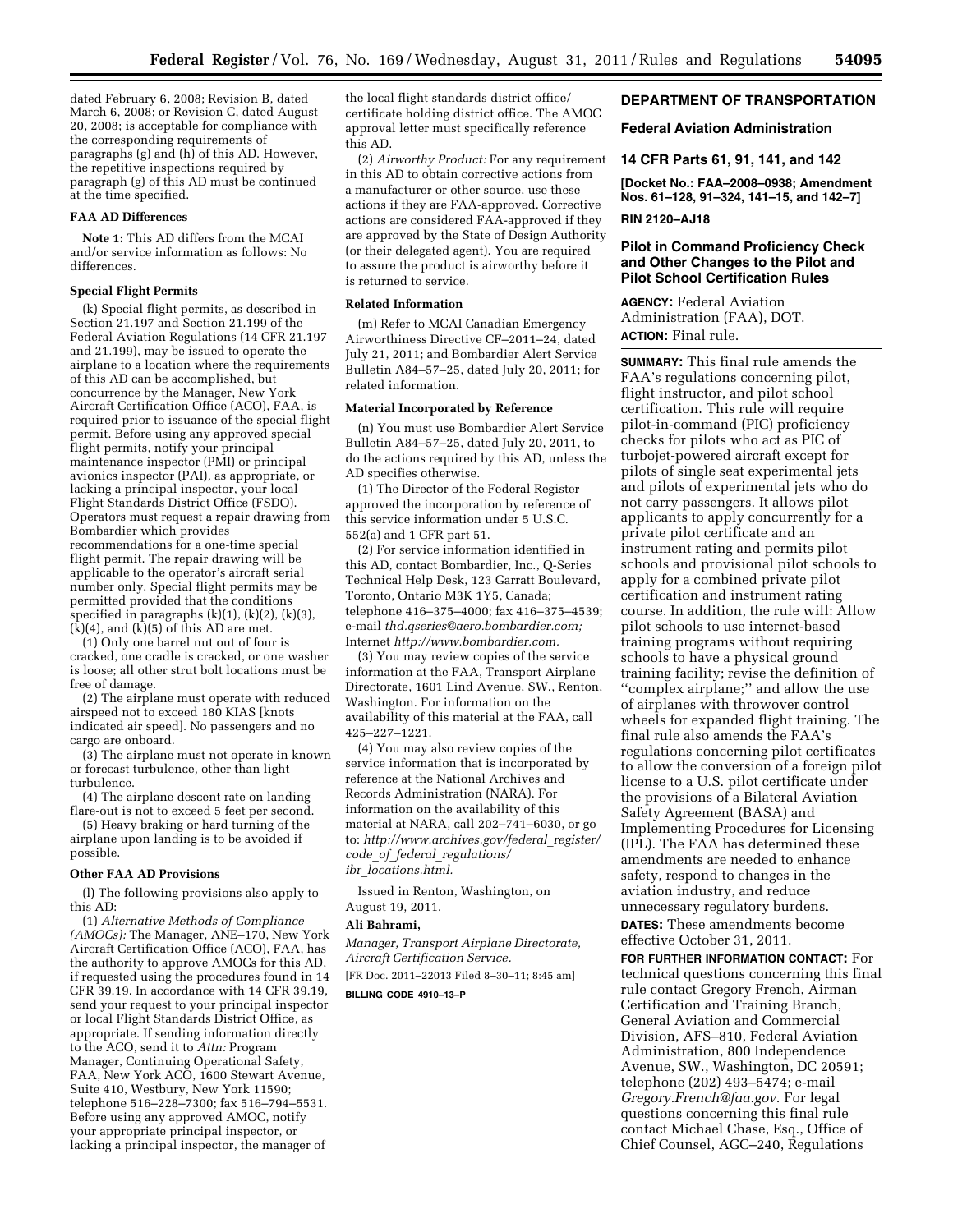dated February 6, 2008; Revision B, dated March 6, 2008; or Revision C, dated August 20, 2008; is acceptable for compliance with the corresponding requirements of paragraphs (g) and (h) of this AD. However, the repetitive inspections required by paragraph (g) of this AD must be continued at the time specified.

**FAA AD Differences**

**Note 1:** This AD differs from the MCAI and/or service information as follows: No differences.

**Special Flight Permits**

(k) Special flight permits, as described in Section 21.197 and Section 21.199 of the Federal Aviation Regulations (14 CFR 21.197 and 21.199), may be issued to operate the airplane to a location where the requirements of this AD can be accomplished, but concurrence by the Manager, New York Aircraft Certification Office (ACO), FAA, is required prior to issuance of the special flight permit. Before using any approved special flight permits, notify your principal maintenance inspector (PMI) or principal avionics inspector (PAI), as appropriate, or lacking a principal inspector, your local Flight Standards District Office (FSDO). Operators must request a repair drawing from Bombardier which provides recommendations for a one-time special flight permit. The repair drawing will be applicable to the operator's aircraft serial number only. Special flight permits may be permitted provided that the conditions specified in paragraphs (k)(1), (k)(2), (k)(3), (k)(4), and (k)(5) of this AD are met.

(1) Only one barrel nut out of four is cracked, one cradle is cracked, or one washer is loose; all other strut bolt locations must be free of damage.

(2) The airplane must operate with reduced airspeed not to exceed 180 KIAS [knots indicated air speed]. No passengers and no cargo are onboard.

(3) The airplane must not operate in known or forecast turbulence, other than light turbulence.

(4) The airplane descent rate on landing flare-out is not to exceed 5 feet per second.

(5) Heavy braking or hard turning of the airplane upon landing is to be avoided if possible.

**Other FAA AD Provisions**

(l) The following provisions also apply to this AD:

(1) *Alternative Methods of Compliance (AMOCs):* The Manager, ANE–170, New York Aircraft Certification Office (ACO), FAA, has the authority to approve AMOCs for this AD, if requested using the procedures found in 14 CFR 39.19. In accordance with 14 CFR 39.19, send your request to your principal inspector or local Flight Standards District Office, as appropriate. If sending information directly to the ACO, send it to *Attn:* Program Manager, Continuing Operational Safety, FAA, New York ACO, 1600 Stewart Avenue, Suite 410, Westbury, New York 11590; telephone 516–228–7300; fax 516–794–5531. Before using any approved AMOC, notify your appropriate principal inspector, or lacking a principal inspector, the manager of the local flight standards district office/certificate holding district office. The AMOC approval letter must specifically reference this AD.

(2) *Airworthy Product:* For any requirement in this AD to obtain corrective actions from a manufacturer or other source, use these actions if they are FAA-approved. Corrective actions are considered FAA-approved if they are approved by the State of Design Authority (or their delegated agent). You are required to assure the product is airworthy before it is returned to service.

**Related Information**

(m) Refer to MCAI Canadian Emergency Airworthiness Directive CF–2011–24, dated July 21, 2011; and Bombardier Alert Service Bulletin A84–57–25, dated July 20, 2011; for related information.

**Material Incorporated by Reference**

(n) You must use Bombardier Alert Service Bulletin A84–57–25, dated July 20, 2011, to do the actions required by this AD, unless the AD specifies otherwise.

(1) The Director of the Federal Register approved the incorporation by reference of this service information under 5 U.S.C. 552(a) and 1 CFR part 51.

(2) For service information identified in this AD, contact Bombardier, Inc., Q-Series Technical Help Desk, 123 Garratt Boulevard, Toronto, Ontario M3K 1Y5, Canada; telephone 416–375–4000; fax 416–375–4539; e-mail *thd.qseries@aero.bombardier.com;* Internet *http://www.bombardier.com.*

(3) You may review copies of the service information at the FAA, Transport Airplane Directorate, 1601 Lind Avenue, SW., Renton, Washington. For information on the availability of this material at the FAA, call 425–227–1221.

(4) You may also review copies of the service information that is incorporated by reference at the National Archives and Records Administration (NARA). For information on the availability of this material at NARA, call 202–741–6030, or go to: *http://www.archives.gov/federal_register/code_of_federal_regulations/ibr_locations.html.*

Issued in Renton, Washington, on August 19, 2011.

**Ali Bahrami,**

*Manager, Transport Airplane Directorate, Aircraft Certification Service.*

[FR Doc. 2011–22013 Filed 8–30–11; 8:45 am]

**BILLING CODE 4910–13–P**

## DEPARTMENT OF TRANSPORTATION

### Federal Aviation Administration

### 14 CFR Parts 61, 91, 141, and 142

**[Docket No.: FAA–2008–0938; Amendment Nos. 61–128, 91–324, 141–15, and 142–7]**

**RIN 2120–AJ18**

### Pilot in Command Proficiency Check and Other Changes to the Pilot and Pilot School Certification Rules

**AGENCY:** Federal Aviation Administration (FAA), DOT.

**ACTION:** Final rule.

**SUMMARY:** This final rule amends the FAA's regulations concerning pilot, flight instructor, and pilot school certification. This rule will require pilot-in-command (PIC) proficiency checks for pilots who act as PIC of turbojet-powered aircraft except for pilots of single seat experimental jets and pilots of experimental jets who do not carry passengers. It allows pilot applicants to apply concurrently for a private pilot certificate and an instrument rating and permits pilot schools and provisional pilot schools to apply for a combined private pilot certification and instrument rating course. In addition, the rule will: Allow pilot schools to use internet-based training programs without requiring schools to have a physical ground training facility; revise the definition of ''complex airplane;'' and allow the use of airplanes with throwover control wheels for expanded flight training. The final rule also amends the FAA's regulations concerning pilot certificates to allow the conversion of a foreign pilot license to a U.S. pilot certificate under the provisions of a Bilateral Aviation Safety Agreement (BASA) and Implementing Procedures for Licensing (IPL). The FAA has determined these amendments are needed to enhance safety, respond to changes in the aviation industry, and reduce unnecessary regulatory burdens.

**DATES:** These amendments become effective October 31, 2011.

**FOR FURTHER INFORMATION CONTACT:** For technical questions concerning this final rule contact Gregory French, Airman Certification and Training Branch, General Aviation and Commercial Division, AFS–810, Federal Aviation Administration, 800 Independence Avenue, SW., Washington, DC 20591; telephone (202) 493–5474; e-mail *Gregory.French@faa.gov.* For legal questions concerning this final rule contact Michael Chase, Esq., Office of Chief Counsel, AGC–240, Regulations